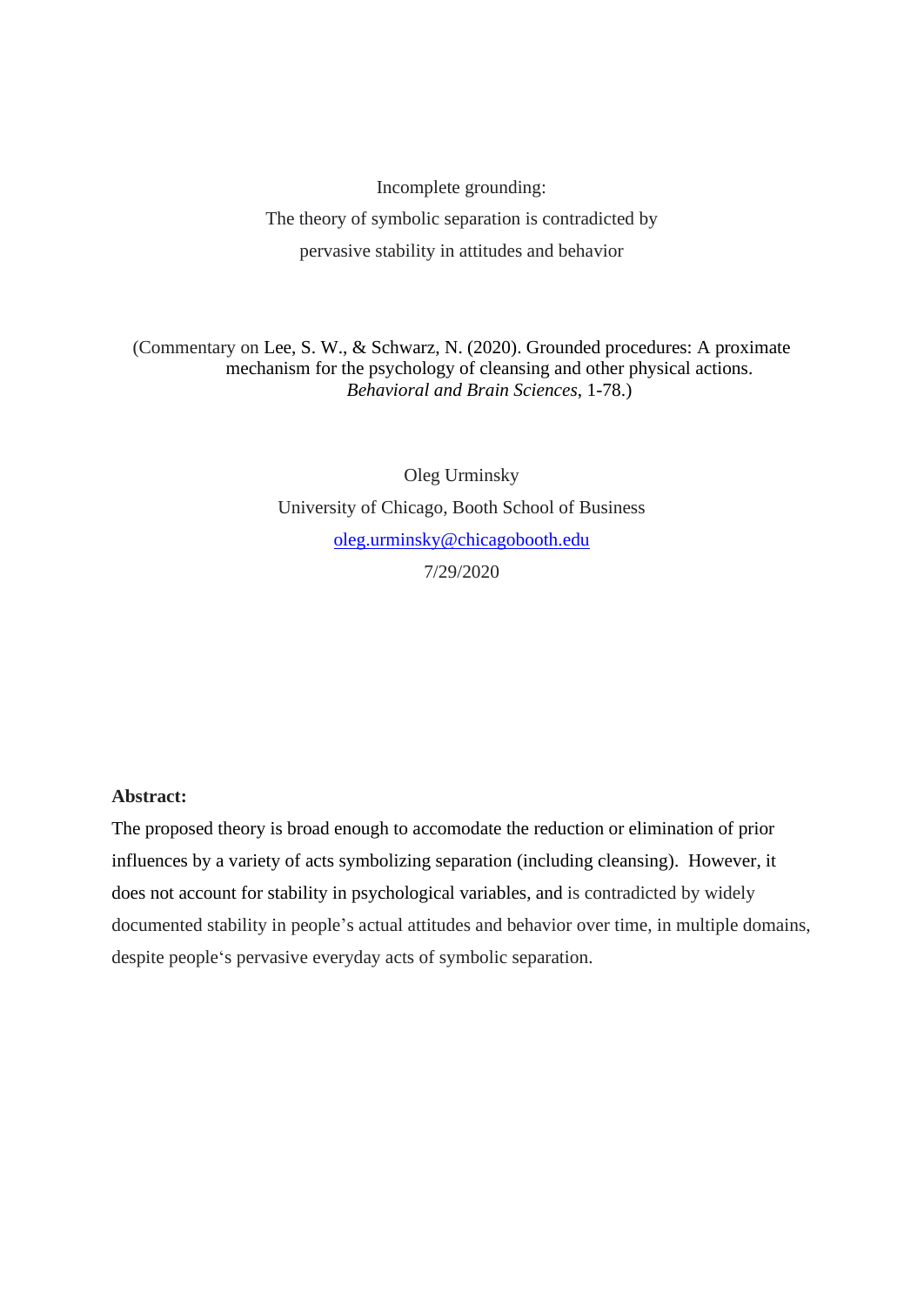# Incomplete grounding:

# The theory of symbolic separation is contradicted by pervasive stability in attitudes and behavior

(Commentary on Lee, S. W., & Schwarz, N. (2020). Grounded procedures: A proximate mechanism for the psychology of cleansing and other physical actions. *Behavioral and Brain Sciences*, 1-78.)

Oleg Urminsky

University of Chicago, Booth School of Business

oleg.urminsky@chicagobooth.edu

7/29/2020

**Abstract:**

The proposed theory is broad enough to accomodate the reduction or elimination of prior influences by a variety of acts symbolizing separation (including cleansing). However, it does not account for stability in psychological variables, and is contradicted by widely documented stability in people's actual attitudes and behavior over time, in multiple domains, despite people's pervasive everyday acts of symbolic separation.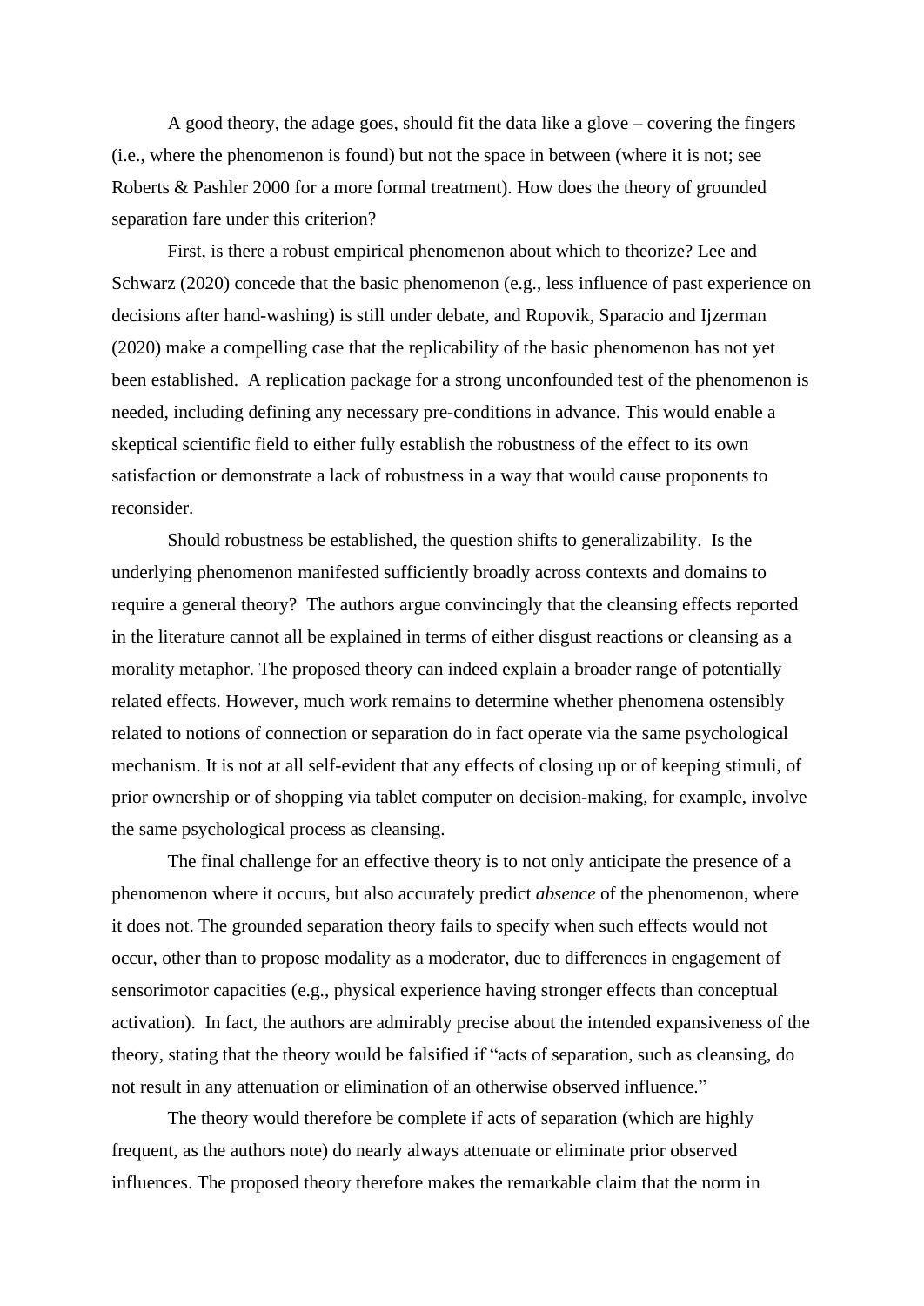A good theory, the adage goes, should fit the data like a glove – covering the fingers (i.e., where the phenomenon is found) but not the space in between (where it is not; see Roberts & Pashler 2000 for a more formal treatment). How does the theory of grounded separation fare under this criterion?

First, is there a robust empirical phenomenon about which to theorize? Lee and Schwarz (2020) concede that the basic phenomenon (e.g., less influence of past experience on decisions after hand-washing) is still under debate, and Ropovik, Sparacio and Ijzerman (2020) make a compelling case that the replicability of the basic phenomenon has not yet been established. A replication package for a strong unconfounded test of the phenomenon is needed, including defining any necessary pre-conditions in advance. This would enable a skeptical scientific field to either fully establish the robustness of the effect to its own satisfaction or demonstrate a lack of robustness in a way that would cause proponents to reconsider.

Should robustness be established, the question shifts to generalizability. Is the underlying phenomenon manifested sufficiently broadly across contexts and domains to require a general theory? The authors argue convincingly that the cleansing effects reported in the literature cannot all be explained in terms of either disgust reactions or cleansing as a morality metaphor. The proposed theory can indeed explain a broader range of potentially related effects. However, much work remains to determine whether phenomena ostensibly related to notions of connection or separation do in fact operate via the same psychological mechanism. It is not at all self-evident that any effects of closing up or of keeping stimuli, of prior ownership or of shopping via tablet computer on decision-making, for example, involve the same psychological process as cleansing.

The final challenge for an effective theory is to not only anticipate the presence of a phenomenon where it occurs, but also accurately predict *absence* of the phenomenon, where it does not. The grounded separation theory fails to specify when such effects would not occur, other than to propose modality as a moderator, due to differences in engagement of sensorimotor capacities (e.g., physical experience having stronger effects than conceptual activation). In fact, the authors are admirably precise about the intended expansiveness of the theory, stating that the theory would be falsified if "acts of separation, such as cleansing, do not result in any attenuation or elimination of an otherwise observed influence."

The theory would therefore be complete if acts of separation (which are highly frequent, as the authors note) do nearly always attenuate or eliminate prior observed influences. The proposed theory therefore makes the remarkable claim that the norm in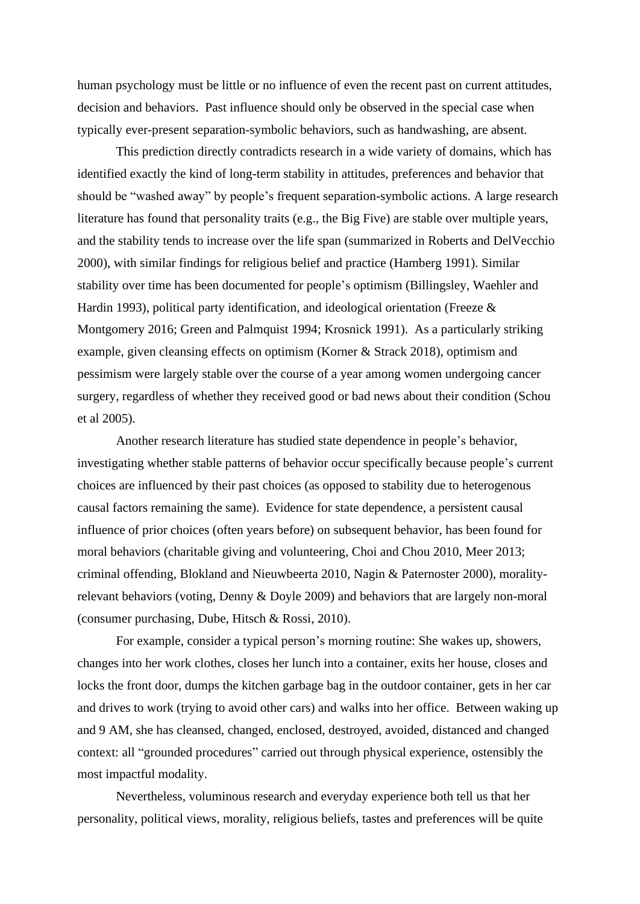human psychology must be little or no influence of even the recent past on current attitudes, decision and behaviors. Past influence should only be observed in the special case when typically ever-present separation-symbolic behaviors, such as handwashing, are absent.

This prediction directly contradicts research in a wide variety of domains, which has identified exactly the kind of long-term stability in attitudes, preferences and behavior that should be "washed away" by people's frequent separation-symbolic actions. A large research literature has found that personality traits (e.g., the Big Five) are stable over multiple years, and the stability tends to increase over the life span (summarized in Roberts and DelVecchio 2000), with similar findings for religious belief and practice (Hamberg 1991). Similar stability over time has been documented for people's optimism (Billingsley, Waehler and Hardin 1993), political party identification, and ideological orientation (Freeze & Montgomery 2016; Green and Palmquist 1994; Krosnick 1991). As a particularly striking example, given cleansing effects on optimism (Korner & Strack 2018), optimism and pessimism were largely stable over the course of a year among women undergoing cancer surgery, regardless of whether they received good or bad news about their condition (Schou et al 2005).

Another research literature has studied state dependence in people's behavior, investigating whether stable patterns of behavior occur specifically because people's current choices are influenced by their past choices (as opposed to stability due to heterogenous causal factors remaining the same). Evidence for state dependence, a persistent causal influence of prior choices (often years before) on subsequent behavior, has been found for moral behaviors (charitable giving and volunteering, Choi and Chou 2010, Meer 2013; criminal offending, Blokland and Nieuwbeerta 2010, Nagin & Paternoster 2000), morality-relevant behaviors (voting, Denny & Doyle 2009) and behaviors that are largely non-moral (consumer purchasing, Dube, Hitsch & Rossi, 2010).

For example, consider a typical person's morning routine: She wakes up, showers, changes into her work clothes, closes her lunch into a container, exits her house, closes and locks the front door, dumps the kitchen garbage bag in the outdoor container, gets in her car and drives to work (trying to avoid other cars) and walks into her office. Between waking up and 9 AM, she has cleansed, changed, enclosed, destroyed, avoided, distanced and changed context: all "grounded procedures" carried out through physical experience, ostensibly the most impactful modality.

Nevertheless, voluminous research and everyday experience both tell us that her personality, political views, morality, religious beliefs, tastes and preferences will be quite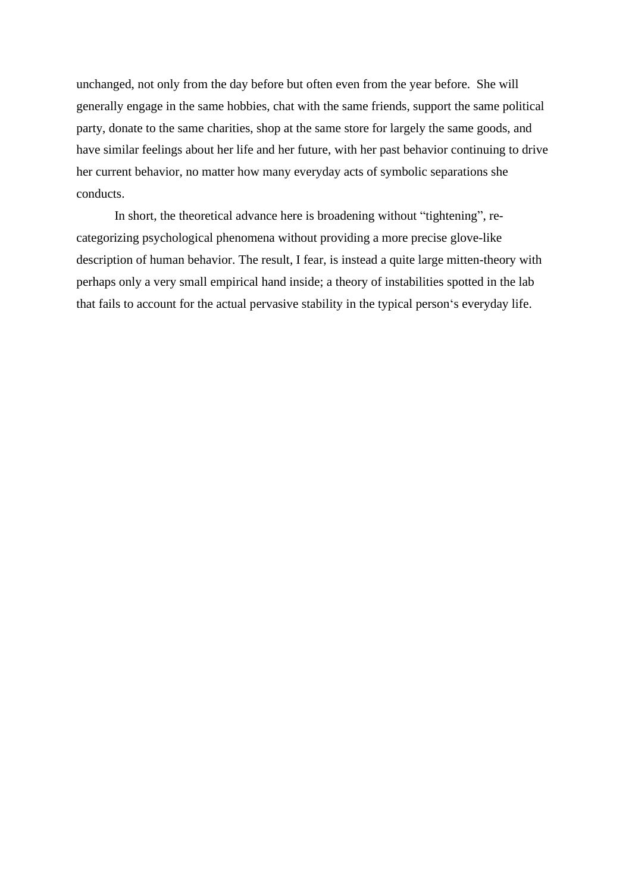unchanged, not only from the day before but often even from the year before.  She will generally engage in the same hobbies, chat with the same friends, support the same political party, donate to the same charities, shop at the same store for largely the same goods, and have similar feelings about her life and her future, with her past behavior continuing to drive her current behavior, no matter how many everyday acts of symbolic separations she conducts.

In short, the theoretical advance here is broadening without “tightening”, re-categorizing psychological phenomena without providing a more precise glove-like description of human behavior. The result, I fear, is instead a quite large mitten-theory with perhaps only a very small empirical hand inside; a theory of instabilities spotted in the lab that fails to account for the actual pervasive stability in the typical person‘s everyday life.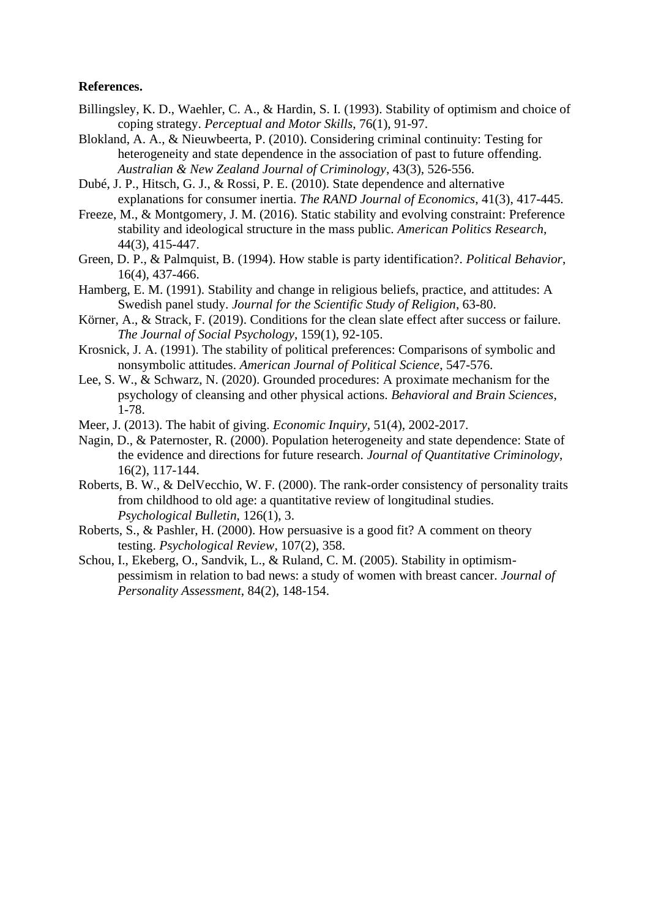**References.**

Billingsley, K. D., Waehler, C. A., & Hardin, S. I. (1993). Stability of optimism and choice of coping strategy. *Perceptual and Motor Skills*, 76(1), 91-97.

Blokland, A. A., & Nieuwbeerta, P. (2010). Considering criminal continuity: Testing for heterogeneity and state dependence in the association of past to future offending. *Australian & New Zealand Journal of Criminology*, 43(3), 526-556.

Dubé, J. P., Hitsch, G. J., & Rossi, P. E. (2010). State dependence and alternative explanations for consumer inertia. *The RAND Journal of Economics*, 41(3), 417-445.

Freeze, M., & Montgomery, J. M. (2016). Static stability and evolving constraint: Preference stability and ideological structure in the mass public. *American Politics Research*, 44(3), 415-447.

Green, D. P., & Palmquist, B. (1994). How stable is party identification?. *Political Behavior*, 16(4), 437-466.

Hamberg, E. M. (1991). Stability and change in religious beliefs, practice, and attitudes: A Swedish panel study. *Journal for the Scientific Study of Religion*, 63-80.

Körner, A., & Strack, F. (2019). Conditions for the clean slate effect after success or failure. *The Journal of Social Psychology*, 159(1), 92-105.

Krosnick, J. A. (1991). The stability of political preferences: Comparisons of symbolic and nonsymbolic attitudes. *American Journal of Political Science*, 547-576.

Lee, S. W., & Schwarz, N. (2020). Grounded procedures: A proximate mechanism for the psychology of cleansing and other physical actions. *Behavioral and Brain Sciences*, 1-78.

Meer, J. (2013). The habit of giving. *Economic Inquiry*, 51(4), 2002-2017.

Nagin, D., & Paternoster, R. (2000). Population heterogeneity and state dependence: State of the evidence and directions for future research. *Journal of Quantitative Criminology*, 16(2), 117-144.

Roberts, B. W., & DelVecchio, W. F. (2000). The rank-order consistency of personality traits from childhood to old age: a quantitative review of longitudinal studies. *Psychological Bulletin*, 126(1), 3.

Roberts, S., & Pashler, H. (2000). How persuasive is a good fit? A comment on theory testing. *Psychological Review*, 107(2), 358.

Schou, I., Ekeberg, O., Sandvik, L., & Ruland, C. M. (2005). Stability in optimism-pessimism in relation to bad news: a study of women with breast cancer. *Journal of Personality Assessment*, 84(2), 148-154.